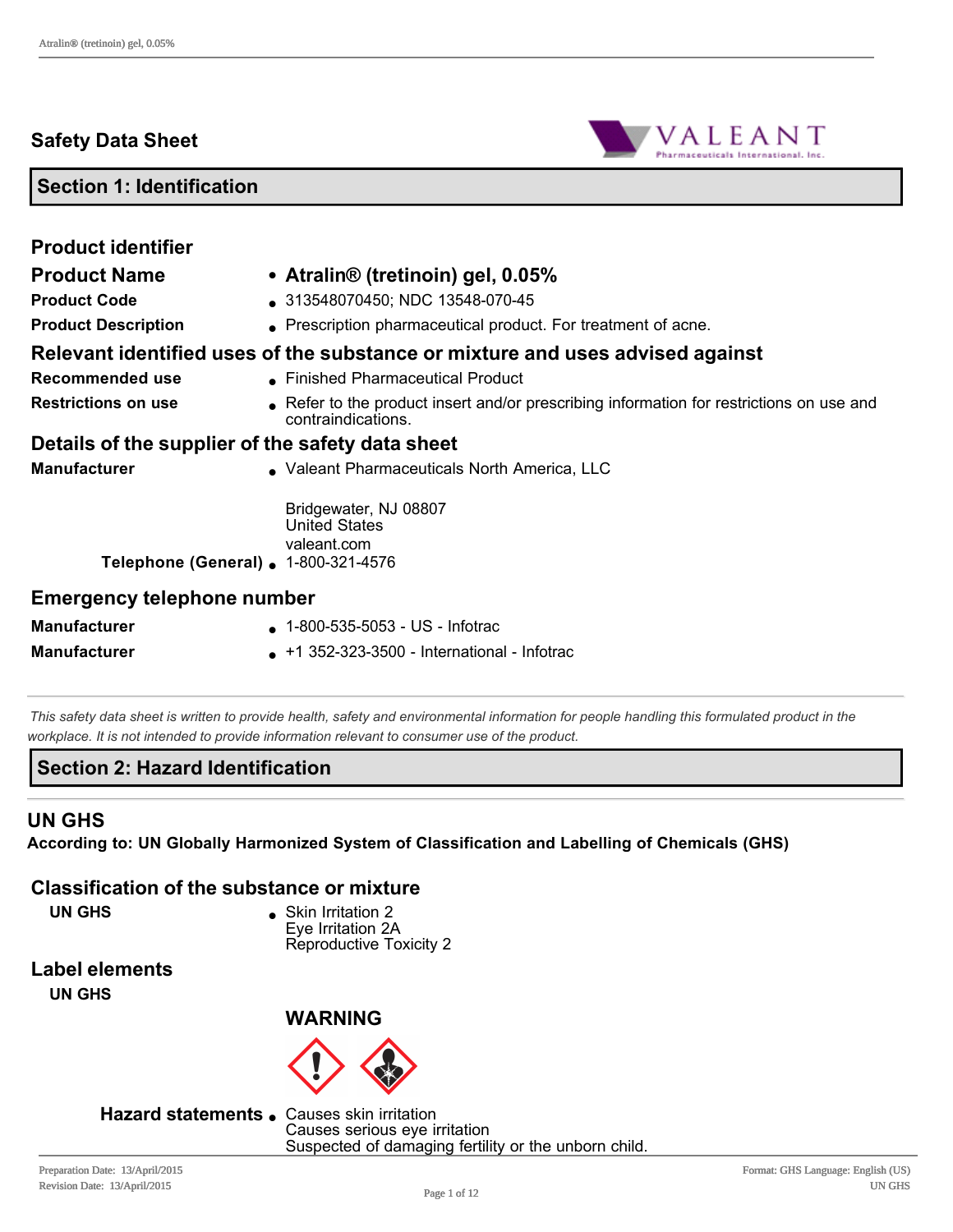# Safety Data Sheet

## Section 1: Identification

### Product identifier

| | |
|---|---|
| **Product Name** | **Atralin® (tretinoin) gel, 0.05%** |
| **Product Code** | 313548070450; NDC 13548-070-45 |
| **Product Description** | Prescription pharmaceutical product. For treatment of acne. |

### Relevant identified uses of the substance or mixture and uses advised against

| | |
|---|---|
| **Recommended use** | Finished Pharmaceutical Product |
| **Restrictions on use** | Refer to the product insert and/or prescribing information for restrictions on use and contraindications. |

### Details of the supplier of the safety data sheet

| | |
|---|---|
| **Manufacturer** | Valeant Pharmaceuticals North America, LLC<br><br>Bridgewater, NJ 08807<br>United States<br>valeant.com |
| **Telephone (General)** | 1-800-321-4576 |

### Emergency telephone number

| | |
|---|---|
| **Manufacturer** | 1-800-535-5053 - US - Infotrac |
| **Manufacturer** | +1 352-323-3500 - International - Infotrac |

*This safety data sheet is written to provide health, safety and environmental information for people handling this formulated product in the workplace. It is not intended to provide information relevant to consumer use of the product.*

## Section 2: Hazard Identification

### UN GHS

**According to: UN Globally Harmonized System of Classification and Labelling of Chemicals (GHS)**

### Classification of the substance or mixture

| | |
|---|---|
| **UN GHS** | Skin Irritation 2<br>Eye Irritation 2A<br>Reproductive Toxicity 2 |

### Label elements

**UN GHS**

**WARNING**

| | |
|---|---|
| **Hazard statements** | Causes skin irritation<br>Causes serious eye irritation<br>Suspected of damaging fertility or the unborn child. |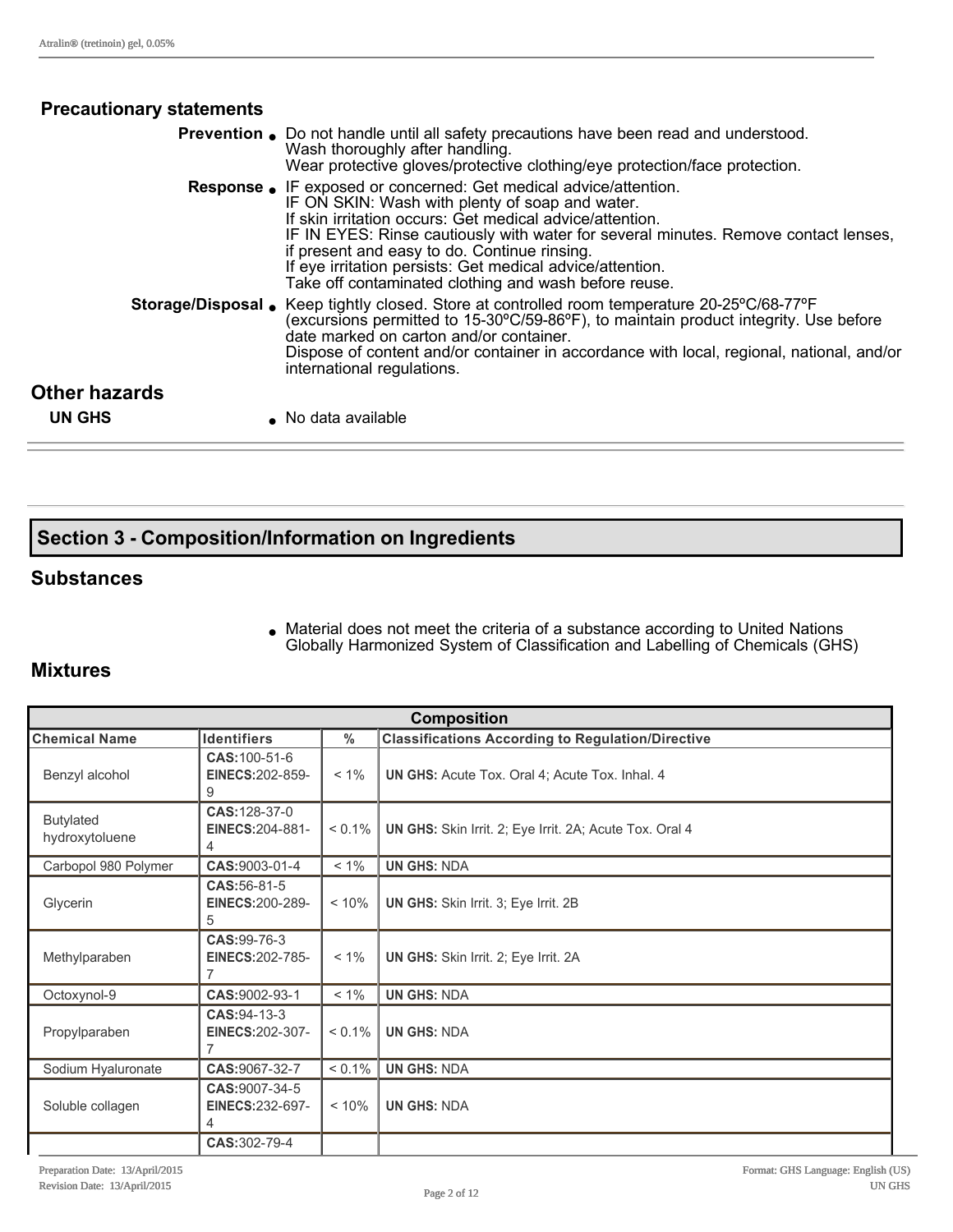### Precautionary statements

**Prevention**
- Do not handle until all safety precautions have been read and understood.
  Wash thoroughly after handling.
  Wear protective gloves/protective clothing/eye protection/face protection.

**Response**
- IF exposed or concerned: Get medical advice/attention.
  IF ON SKIN: Wash with plenty of soap and water.
  If skin irritation occurs: Get medical advice/attention.
  IF IN EYES: Rinse cautiously with water for several minutes. Remove contact lenses, if present and easy to do. Continue rinsing.
  If eye irritation persists: Get medical advice/attention.
  Take off contaminated clothing and wash before reuse.

**Storage/Disposal**
- Keep tightly closed. Store at controlled room temperature 20-25ºC/68-77ºF (excursions permitted to 15-30ºC/59-86ºF), to maintain product integrity. Use before date marked on carton and/or container.
  Dispose of content and/or container in accordance with local, regional, national, and/or international regulations.

## Other hazards

**UN GHS**
- No data available

## Section 3 - Composition/Information on Ingredients

### Substances

- Material does not meet the criteria of a substance according to United Nations Globally Harmonized System of Classification and Labelling of Chemicals (GHS)

### Mixtures

| Composition | | | |
|---|---|---|---|
| **Chemical Name** | **Identifiers** | **%** | **Classifications According to Regulation/Directive** |
| Benzyl alcohol | **CAS:**100-51-6 **EINECS:**202-859-9 | < 1% | **UN GHS:** Acute Tox. Oral 4; Acute Tox. Inhal. 4 |
| Butylated hydroxytoluene | **CAS:**128-37-0 **EINECS:**204-881-4 | < 0.1% | **UN GHS:** Skin Irrit. 2; Eye Irrit. 2A; Acute Tox. Oral 4 |
| Carbopol 980 Polymer | **CAS:**9003-01-4 | < 1% | **UN GHS:** NDA |
| Glycerin | **CAS:**56-81-5 **EINECS:**200-289-5 | < 10% | **UN GHS:** Skin Irrit. 3; Eye Irrit. 2B |
| Methylparaben | **CAS:**99-76-3 **EINECS:**202-785-7 | < 1% | **UN GHS:** Skin Irrit. 2; Eye Irrit. 2A |
| Octoxynol-9 | **CAS:**9002-93-1 | < 1% | **UN GHS:** NDA |
| Propylparaben | **CAS:**94-13-3 **EINECS:**202-307-7 | < 0.1% | **UN GHS:** NDA |
| Sodium Hyaluronate | **CAS:**9067-32-7 | < 0.1% | **UN GHS:** NDA |
| Soluble collagen | **CAS:**9007-34-5 **EINECS:**232-697-4 | < 10% | **UN GHS:** NDA |
| | **CAS:**302-79-4 | | |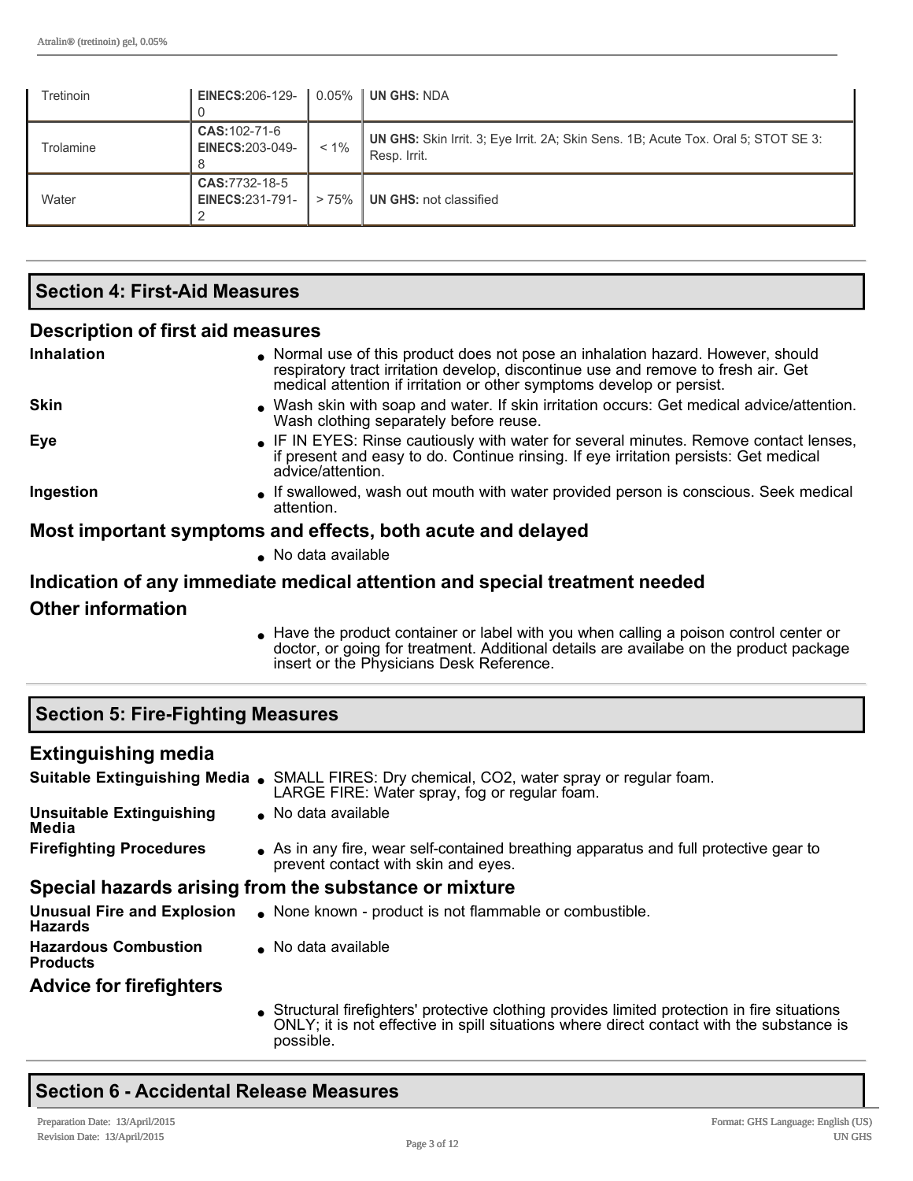| Tretinoin | EINECS:206-129-0 | 0.05% | UN GHS: NDA |
|---|---|---|---|
| Trolamine | CAS:102-71-6 EINECS:203-049-8 | < 1% | UN GHS: Skin Irrit. 3; Eye Irrit. 2A; Skin Sens. 1B; Acute Tox. Oral 5; STOT SE 3: Resp. Irrit. |
| Water | CAS:7732-18-5 EINECS:231-791-2 | > 75% | UN GHS: not classified |

## Section 4: First-Aid Measures

### Description of first aid measures

**Inhalation**
- Normal use of this product does not pose an inhalation hazard. However, should respiratory tract irritation develop, discontinue use and remove to fresh air. Get medical attention if irritation or other symptoms develop or persist.

**Skin**
- Wash skin with soap and water. If skin irritation occurs: Get medical advice/attention. Wash clothing separately before reuse.

**Eye**
- IF IN EYES: Rinse cautiously with water for several minutes. Remove contact lenses, if present and easy to do. Continue rinsing. If eye irritation persists: Get medical advice/attention.

**Ingestion**
- If swallowed, wash out mouth with water provided person is conscious. Seek medical attention.

### Most important symptoms and effects, both acute and delayed

- No data available

### Indication of any immediate medical attention and special treatment needed

### Other information

- Have the product container or label with you when calling a poison control center or doctor, or going for treatment. Additional details are availabe on the product package insert or the Physicians Desk Reference.

## Section 5: Fire-Fighting Measures

### Extinguishing media

**Suitable Extinguishing Media**
- SMALL FIRES: Dry chemical, $CO_2$, water spray or regular foam. LARGE FIRE: Water spray, fog or regular foam.

**Unsuitable Extinguishing Media**
- No data available

**Firefighting Procedures**
- As in any fire, wear self-contained breathing apparatus and full protective gear to prevent contact with skin and eyes.

### Special hazards arising from the substance or mixture

**Unusual Fire and Explosion Hazards**
- None known - product is not flammable or combustible.

**Hazardous Combustion Products**
- No data available

### Advice for firefighters

- Structural firefighters' protective clothing provides limited protection in fire situations ONLY; it is not effective in spill situations where direct contact with the substance is possible.

## Section 6 - Accidental Release Measures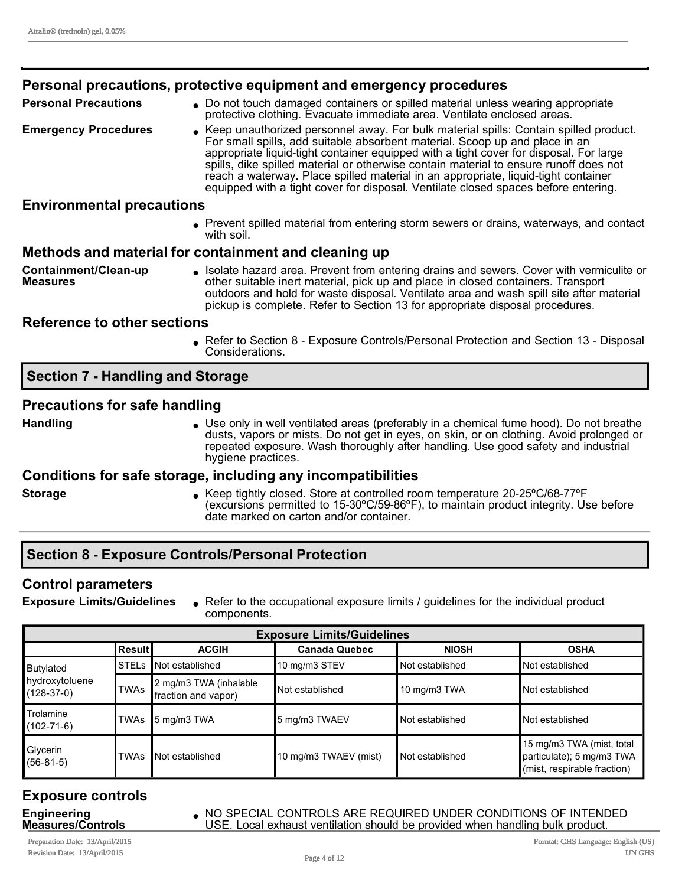## Personal precautions, protective equipment and emergency procedures

**Personal Precautions**

- Do not touch damaged containers or spilled material unless wearing appropriate protective clothing. Evacuate immediate area. Ventilate enclosed areas.

**Emergency Procedures**

- Keep unauthorized personnel away. For bulk material spills: Contain spilled product. For small spills, add suitable absorbent material. Scoop up and place in an appropriate liquid-tight container equipped with a tight cover for disposal. For large spills, dike spilled material or otherwise contain material to ensure runoff does not reach a waterway. Place spilled material in an appropriate, liquid-tight container equipped with a tight cover for disposal. Ventilate closed spaces before entering.

## Environmental precautions

- Prevent spilled material from entering storm sewers or drains, waterways, and contact with soil.

## Methods and material for containment and cleaning up

**Containment/Clean-up Measures**

- Isolate hazard area. Prevent from entering drains and sewers. Cover with vermiculite or other suitable inert material, pick up and place in closed containers. Transport outdoors and hold for waste disposal. Ventilate area and wash spill site after material pickup is complete. Refer to Section 13 for appropriate disposal procedures.

## Reference to other sections

- Refer to Section 8 - Exposure Controls/Personal Protection and Section 13 - Disposal Considerations.

# Section 7 - Handling and Storage

## Precautions for safe handling

**Handling**

- Use only in well ventilated areas (preferably in a chemical fume hood). Do not breathe dusts, vapors or mists. Do not get in eyes, on skin, or on clothing. Avoid prolonged or repeated exposure. Wash thoroughly after handling. Use good safety and industrial hygiene practices.

## Conditions for safe storage, including any incompatibilities

**Storage**

- Keep tightly closed. Store at controlled room temperature 20-25ºC/68-77ºF (excursions permitted to 15-30ºC/59-86ºF), to maintain product integrity. Use before date marked on carton and/or container.

# Section 8 - Exposure Controls/Personal Protection

## Control parameters

**Exposure Limits/Guidelines**

- Refer to the occupational exposure limits / guidelines for the individual product components.

| Exposure Limits/Guidelines | | | | | |
|---|---|---|---|---|---|
| | Result | ACGIH | Canada Quebec | NIOSH | OSHA |
| Butylated hydroxytoluene (128-37-0) | STELs | Not established | 10 mg/m3 STEV | Not established | Not established |
| | TWAs | 2 mg/m3 TWA (inhalable fraction and vapor) | Not established | 10 mg/m3 TWA | Not established |
| Trolamine (102-71-6) | TWAs | 5 mg/m3 TWA | 5 mg/m3 TWAEV | Not established | Not established |
| Glycerin (56-81-5) | TWAs | Not established | 10 mg/m3 TWAEV (mist) | Not established | 15 mg/m3 TWA (mist, total particulate); 5 mg/m3 TWA (mist, respirable fraction) |

## Exposure controls

**Engineering Measures/Controls**

- NO SPECIAL CONTROLS ARE REQUIRED UNDER CONDITIONS OF INTENDED USE. Local exhaust ventilation should be provided when handling bulk product.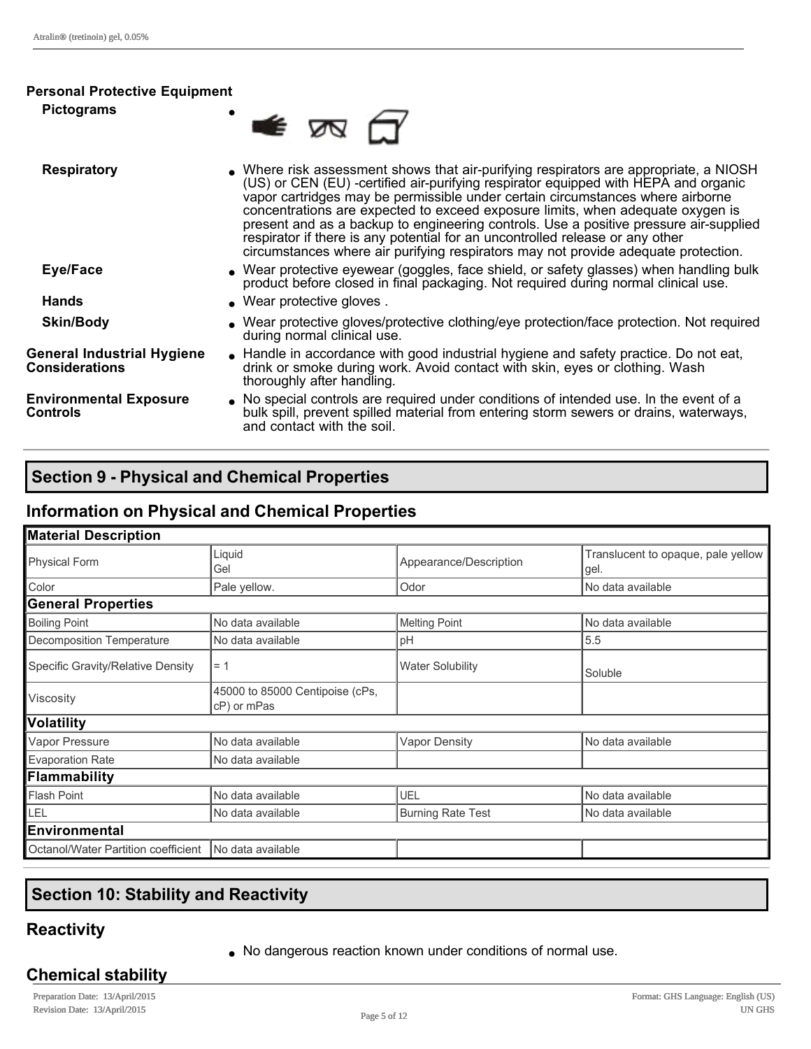**Personal Protective Equipment**

**Pictograms**

**Respiratory**
- Where risk assessment shows that air-purifying respirators are appropriate, a NIOSH (US) or CEN (EU) -certified air-purifying respirator equipped with HEPA and organic vapor cartridges may be permissible under certain circumstances where airborne concentrations are expected to exceed exposure limits, when adequate oxygen is present and as a backup to engineering controls. Use a positive pressure air-supplied respirator if there is any potential for an uncontrolled release or any other circumstances where air purifying respirators may not provide adequate protection.

**Eye/Face**
- Wear protective eyewear (goggles, face shield, or safety glasses) when handling bulk product before closed in final packaging. Not required during normal clinical use.

**Hands**
- Wear protective gloves .

**Skin/Body**
- Wear protective gloves/protective clothing/eye protection/face protection. Not required during normal clinical use.

**General Industrial Hygiene Considerations**
- Handle in accordance with good industrial hygiene and safety practice. Do not eat, drink or smoke during work. Avoid contact with skin, eyes or clothing. Wash thoroughly after handling.

**Environmental Exposure Controls**
- No special controls are required under conditions of intended use. In the event of a bulk spill, prevent spilled material from entering storm sewers or drains, waterways, and contact with the soil.

## Section 9 - Physical and Chemical Properties

### Information on Physical and Chemical Properties

| **Material Description** | | | |
|---|---|---|---|
| Physical Form | Liquid Gel | Appearance/Description | Translucent to opaque, pale yellow gel. |
| Color | Pale yellow. | Odor | No data available |
| **General Properties** | | | |
| Boiling Point | No data available | Melting Point | No data available |
| Decomposition Temperature | No data available | pH | 5.5 |
| Specific Gravity/Relative Density | = 1 | Water Solubility | Soluble |
| Viscosity | 45000 to 85000 Centipoise (cPs, cP) or mPas | | |
| **Volatility** | | | |
| Vapor Pressure | No data available | Vapor Density | No data available |
| Evaporation Rate | No data available | | |
| **Flammability** | | | |
| Flash Point | No data available | UEL | No data available |
| LEL | No data available | Burning Rate Test | No data available |
| **Environmental** | | | |
| Octanol/Water Partition coefficient | No data available | | |

## Section 10: Stability and Reactivity

### Reactivity

- No dangerous reaction known under conditions of normal use.

### Chemical stability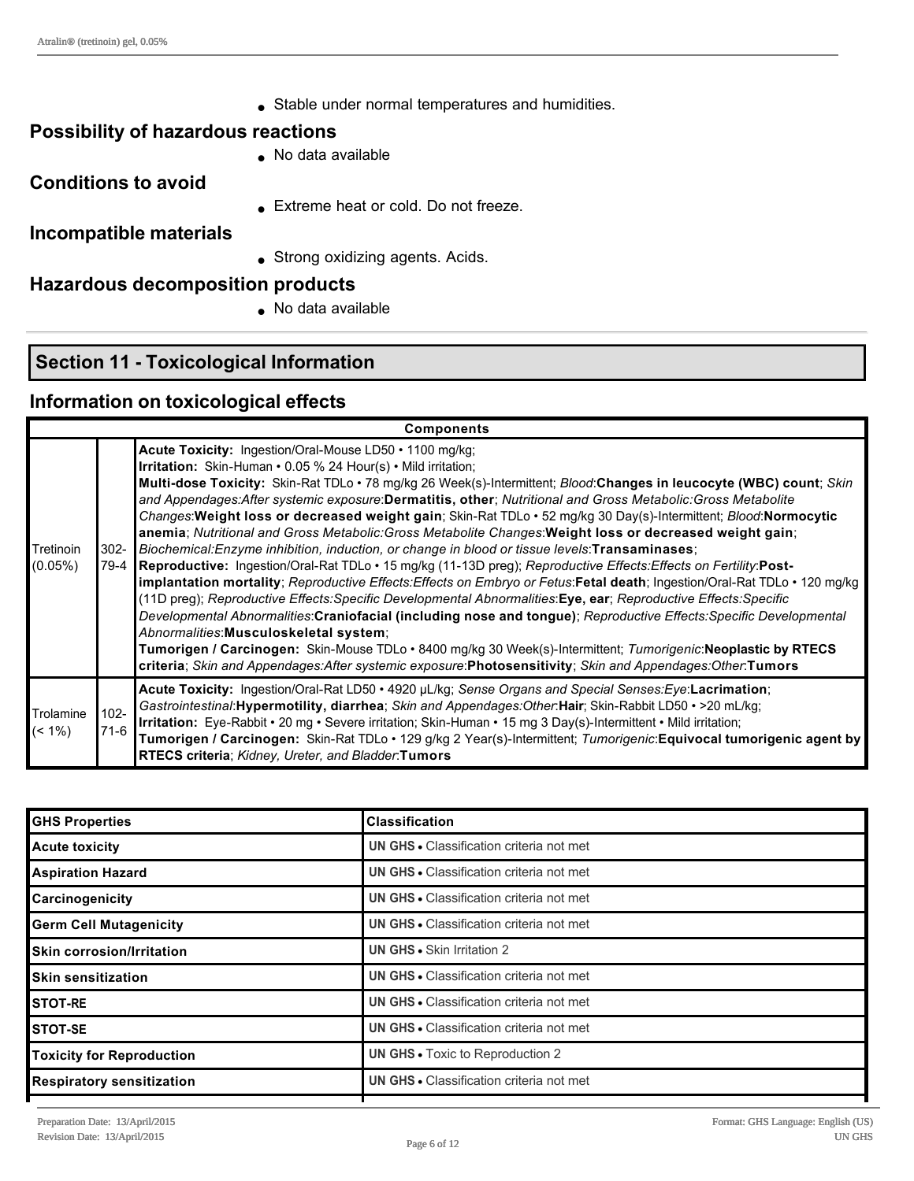- Stable under normal temperatures and humidities.

## Possibility of hazardous reactions

- No data available

## Conditions to avoid

- Extreme heat or cold. Do not freeze.

## Incompatible materials

- Strong oxidizing agents. Acids.

## Hazardous decomposition products

- No data available

## Section 11 - Toxicological Information

## Information on toxicological effects

| Components | | |
|---|---|---|
| Tretinoin (0.05%) | 302-79-4 | **Acute Toxicity:** Ingestion/Oral-Mouse LD50 • 1100 mg/kg; **Irritation:** Skin-Human • 0.05 % 24 Hour(s) • Mild irritation; **Multi-dose Toxicity:** Skin-Rat TDLo • 78 mg/kg 26 Week(s)-Intermittent; *Blood*:**Changes in leucocyte (WBC) count**; *Skin and Appendages:After systemic exposure*:**Dermatitis, other**; *Nutritional and Gross Metabolic:Gross Metabolite Changes*:**Weight loss or decreased weight gain**; Skin-Rat TDLo • 52 mg/kg 30 Day(s)-Intermittent; *Blood*:**Normocytic anemia**; *Nutritional and Gross Metabolic:Gross Metabolite Changes*:**Weight loss or decreased weight gain**; *Biochemical:Enzyme inhibition, induction, or change in blood or tissue levels*:**Transaminases**; **Reproductive:** Ingestion/Oral-Rat TDLo • 15 mg/kg (11-13D preg); *Reproductive Effects:Effects on Fertility*:**Post-implantation mortality**; *Reproductive Effects:Effects on Embryo or Fetus*:**Fetal death**; Ingestion/Oral-Rat TDLo • 120 mg/kg (11D preg); *Reproductive Effects:Specific Developmental Abnormalities*:**Eye, ear**; *Reproductive Effects:Specific Developmental Abnormalities*:**Craniofacial (including nose and tongue)**; *Reproductive Effects:Specific Developmental Abnormalities*:**Musculoskeletal system**; **Tumorigen / Carcinogen:** Skin-Mouse TDLo • 8400 mg/kg 30 Week(s)-Intermittent; *Tumorigenic*:**Neoplastic by RTECS criteria**; *Skin and Appendages:After systemic exposure*:**Photosensitivity**; *Skin and Appendages:Other*:**Tumors** |
| Trolamine (< 1%) | 102-71-6 | **Acute Toxicity:** Ingestion/Oral-Rat LD50 • 4920 µL/kg; *Sense Organs and Special Senses:Eye*:**Lacrimation**; *Gastrointestinal*:**Hypermotility, diarrhea**; *Skin and Appendages:Other*:**Hair**; Skin-Rabbit LD50 • >20 mL/kg; **Irritation:** Eye-Rabbit • 20 mg • Severe irritation; Skin-Human • 15 mg 3 Day(s)-Intermittent • Mild irritation; **Tumorigen / Carcinogen:** Skin-Rat TDLo • 129 g/kg 2 Year(s)-Intermittent; *Tumorigenic*:**Equivocal tumorigenic agent by RTECS criteria**; *Kidney, Ureter, and Bladder*:**Tumors** |

| GHS Properties | Classification |
|---|---|
| Acute toxicity | **UN GHS** • Classification criteria not met |
| Aspiration Hazard | **UN GHS** • Classification criteria not met |
| Carcinogenicity | **UN GHS** • Classification criteria not met |
| Germ Cell Mutagenicity | **UN GHS** • Classification criteria not met |
| Skin corrosion/Irritation | **UN GHS** • Skin Irritation 2 |
| Skin sensitization | **UN GHS** • Classification criteria not met |
| STOT-RE | **UN GHS** • Classification criteria not met |
| STOT-SE | **UN GHS** • Classification criteria not met |
| Toxicity for Reproduction | **UN GHS** • Toxic to Reproduction 2 |
| Respiratory sensitization | **UN GHS** • Classification criteria not met |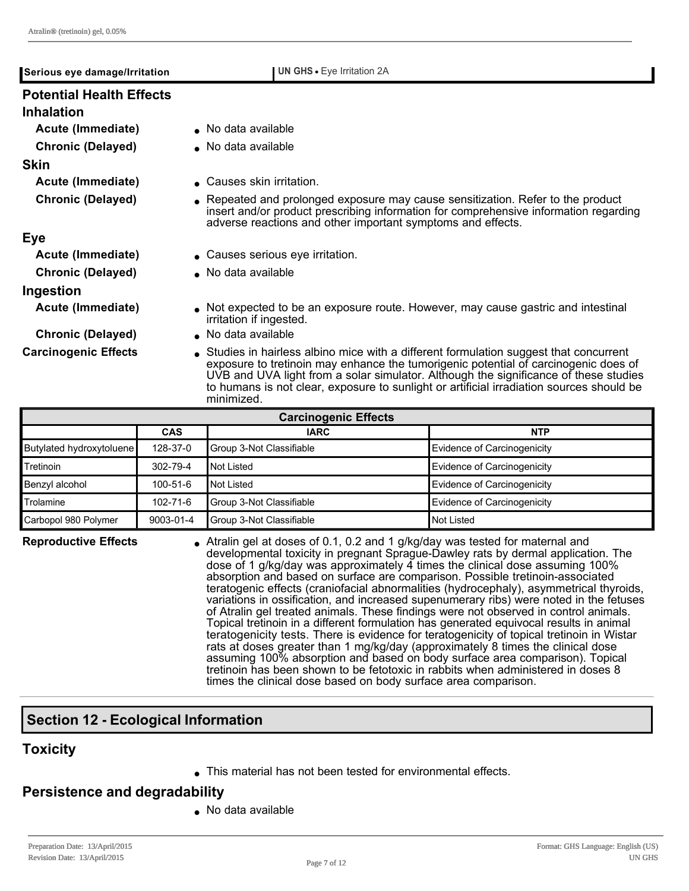| Serious eye damage/Irritation | UN GHS • Eye Irritation 2A |
|---|---|

### Potential Health Effects

#### Inhalation

**Acute (Immediate)**
- No data available

**Chronic (Delayed)**
- No data available

#### Skin

**Acute (Immediate)**
- Causes skin irritation.

**Chronic (Delayed)**
- Repeated and prolonged exposure may cause sensitization. Refer to the product insert and/or product prescribing information for comprehensive information regarding adverse reactions and other important symptoms and effects.

#### Eye

**Acute (Immediate)**
- Causes serious eye irritation.

**Chronic (Delayed)**
- No data available

#### Ingestion

**Acute (Immediate)**
- Not expected to be an exposure route. However, may cause gastric and intestinal irritation if ingested.

**Chronic (Delayed)**
- No data available

**Carcinogenic Effects**
- Studies in hairless albino mice with a different formulation suggest that concurrent exposure to tretinoin may enhance the tumorigenic potential of carcinogenic does of UVB and UVA light from a solar simulator. Although the significance of these studies to humans is not clear, exposure to sunlight or artificial irradiation sources should be minimized.

| Carcinogenic Effects | | | |
|---|---|---|---|
| | CAS | IARC | NTP |
| Butylated hydroxytoluene | 128-37-0 | Group 3-Not Classifiable | Evidence of Carcinogenicity |
| Tretinoin | 302-79-4 | Not Listed | Evidence of Carcinogenicity |
| Benzyl alcohol | 100-51-6 | Not Listed | Evidence of Carcinogenicity |
| Trolamine | 102-71-6 | Group 3-Not Classifiable | Evidence of Carcinogenicity |
| Carbopol 980 Polymer | 9003-01-4 | Group 3-Not Classifiable | Not Listed |

**Reproductive Effects**
- Atralin gel at doses of 0.1, 0.2 and 1 g/kg/day was tested for maternal and developmental toxicity in pregnant Sprague-Dawley rats by dermal application. The dose of 1 g/kg/day was approximately 4 times the clinical dose assuming 100% absorption and based on surface are comparison. Possible tretinoin-associated teratogenic effects (craniofacial abnormalities (hydrocephaly), asymmetrical thyroids, variations in ossification, and increased supenumerary ribs) were noted in the fetuses of Atralin gel treated animals. These findings were not observed in control animals. Topical tretinoin in a different formulation has generated equivocal results in animal teratogenicity tests. There is evidence for teratogenicity of topical tretinoin in Wistar rats at doses greater than 1 mg/kg/day (approximately 8 times the clinical dose assuming 100% absorption and based on body surface area comparison). Topical tretinoin has been shown to be fetotoxic in rabbits when administered in doses 8 times the clinical dose based on body surface area comparison.

## Section 12 - Ecological Information

### Toxicity

- This material has not been tested for environmental effects.

### Persistence and degradability

- No data available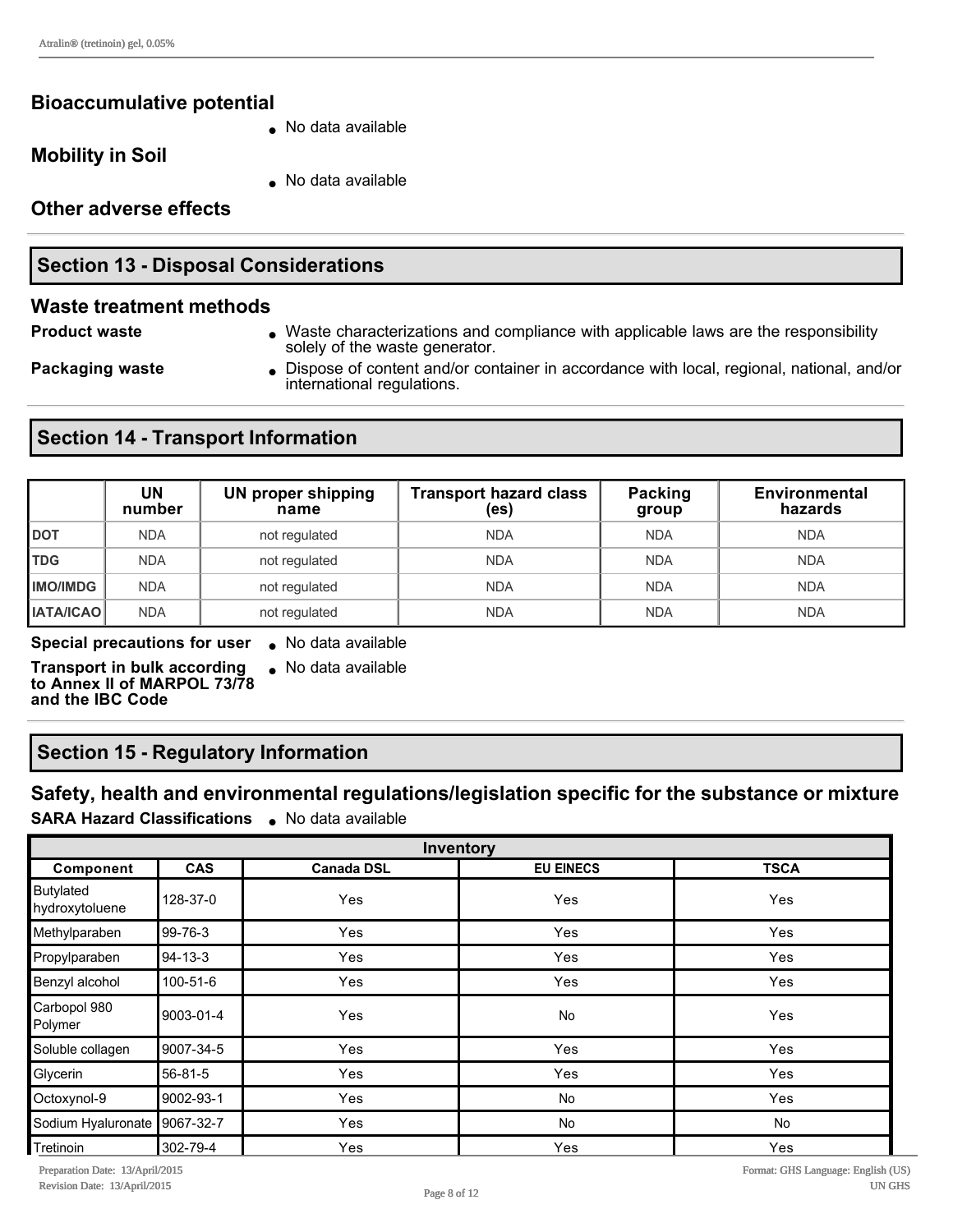### Bioaccumulative potential

- No data available

### Mobility in Soil

- No data available

### Other adverse effects

## Section 13 - Disposal Considerations

### Waste treatment methods

**Product waste**

- Waste characterizations and compliance with applicable laws are the responsibility solely of the waste generator.

**Packaging waste**

- Dispose of content and/or container in accordance with local, regional, national, and/or international regulations.

## Section 14 - Transport Information

| | UN number | UN proper shipping name | Transport hazard class (es) | Packing group | Environmental hazards |
|---|---|---|---|---|---|
| **DOT** | NDA | not regulated | NDA | NDA | NDA |
| **TDG** | NDA | not regulated | NDA | NDA | NDA |
| **IMO/IMDG** | NDA | not regulated | NDA | NDA | NDA |
| **IATA/ICAO** | NDA | not regulated | NDA | NDA | NDA |

**Special precautions for user**

- No data available

**Transport in bulk according to Annex II of MARPOL 73/78 and the IBC Code**

- No data available

## Section 15 - Regulatory Information

### Safety, health and environmental regulations/legislation specific for the substance or mixture

**SARA Hazard Classifications**

- No data available

| Inventory | | | | |
|---|---|---|---|---|
| **Component** | **CAS** | **Canada DSL** | **EU EINECS** | **TSCA** |
| Butylated hydroxytoluene | 128-37-0 | Yes | Yes | Yes |
| Methylparaben | 99-76-3 | Yes | Yes | Yes |
| Propylparaben | 94-13-3 | Yes | Yes | Yes |
| Benzyl alcohol | 100-51-6 | Yes | Yes | Yes |
| Carbopol 980 Polymer | 9003-01-4 | Yes | No | Yes |
| Soluble collagen | 9007-34-5 | Yes | Yes | Yes |
| Glycerin | 56-81-5 | Yes | Yes | Yes |
| Octoxynol-9 | 9002-93-1 | Yes | No | Yes |
| Sodium Hyaluronate | 9067-32-7 | Yes | No | No |
| Tretinoin | 302-79-4 | Yes | Yes | Yes |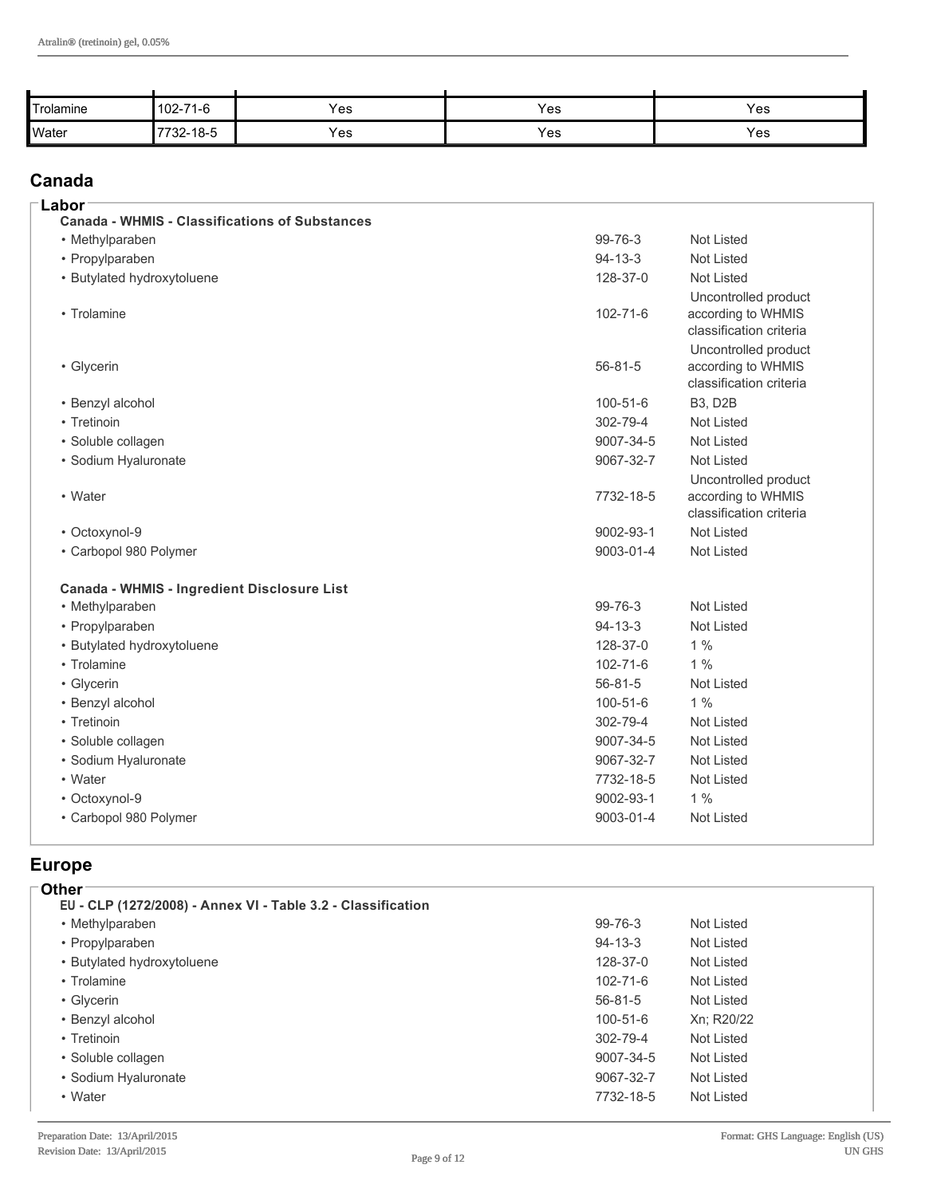| | | | | |
|---|---|---|---|---|
| Trolamine | 102-71-6 | Yes | Yes | Yes |
| Water | 7732-18-5 | Yes | Yes | Yes |

## Canada

### Labor

**Canada - WHMIS - Classifications of Substances**

| | | |
|---|---|---|
| • Methylparaben | 99-76-3 | Not Listed |
| • Propylparaben | 94-13-3 | Not Listed |
| • Butylated hydroxytoluene | 128-37-0 | Not Listed |
| • Trolamine | 102-71-6 | Uncontrolled product according to WHMIS classification criteria |
| • Glycerin | 56-81-5 | Uncontrolled product according to WHMIS classification criteria |
| • Benzyl alcohol | 100-51-6 | B3, D2B |
| • Tretinoin | 302-79-4 | Not Listed |
| • Soluble collagen | 9007-34-5 | Not Listed |
| • Sodium Hyaluronate | 9067-32-7 | Not Listed |
| • Water | 7732-18-5 | Uncontrolled product according to WHMIS classification criteria |
| • Octoxynol-9 | 9002-93-1 | Not Listed |
| • Carbopol 980 Polymer | 9003-01-4 | Not Listed |

**Canada - WHMIS - Ingredient Disclosure List**

| | | |
|---|---|---|
| • Methylparaben | 99-76-3 | Not Listed |
| • Propylparaben | 94-13-3 | Not Listed |
| • Butylated hydroxytoluene | 128-37-0 | 1 % |
| • Trolamine | 102-71-6 | 1 % |
| • Glycerin | 56-81-5 | Not Listed |
| • Benzyl alcohol | 100-51-6 | 1 % |
| • Tretinoin | 302-79-4 | Not Listed |
| • Soluble collagen | 9007-34-5 | Not Listed |
| • Sodium Hyaluronate | 9067-32-7 | Not Listed |
| • Water | 7732-18-5 | Not Listed |
| • Octoxynol-9 | 9002-93-1 | 1 % |
| • Carbopol 980 Polymer | 9003-01-4 | Not Listed |

## Europe

### Other

**EU - CLP (1272/2008) - Annex VI - Table 3.2 - Classification**

| | | |
|---|---|---|
| • Methylparaben | 99-76-3 | Not Listed |
| • Propylparaben | 94-13-3 | Not Listed |
| • Butylated hydroxytoluene | 128-37-0 | Not Listed |
| • Trolamine | 102-71-6 | Not Listed |
| • Glycerin | 56-81-5 | Not Listed |
| • Benzyl alcohol | 100-51-6 | Xn; R20/22 |
| • Tretinoin | 302-79-4 | Not Listed |
| • Soluble collagen | 9007-34-5 | Not Listed |
| • Sodium Hyaluronate | 9067-32-7 | Not Listed |
| • Water | 7732-18-5 | Not Listed |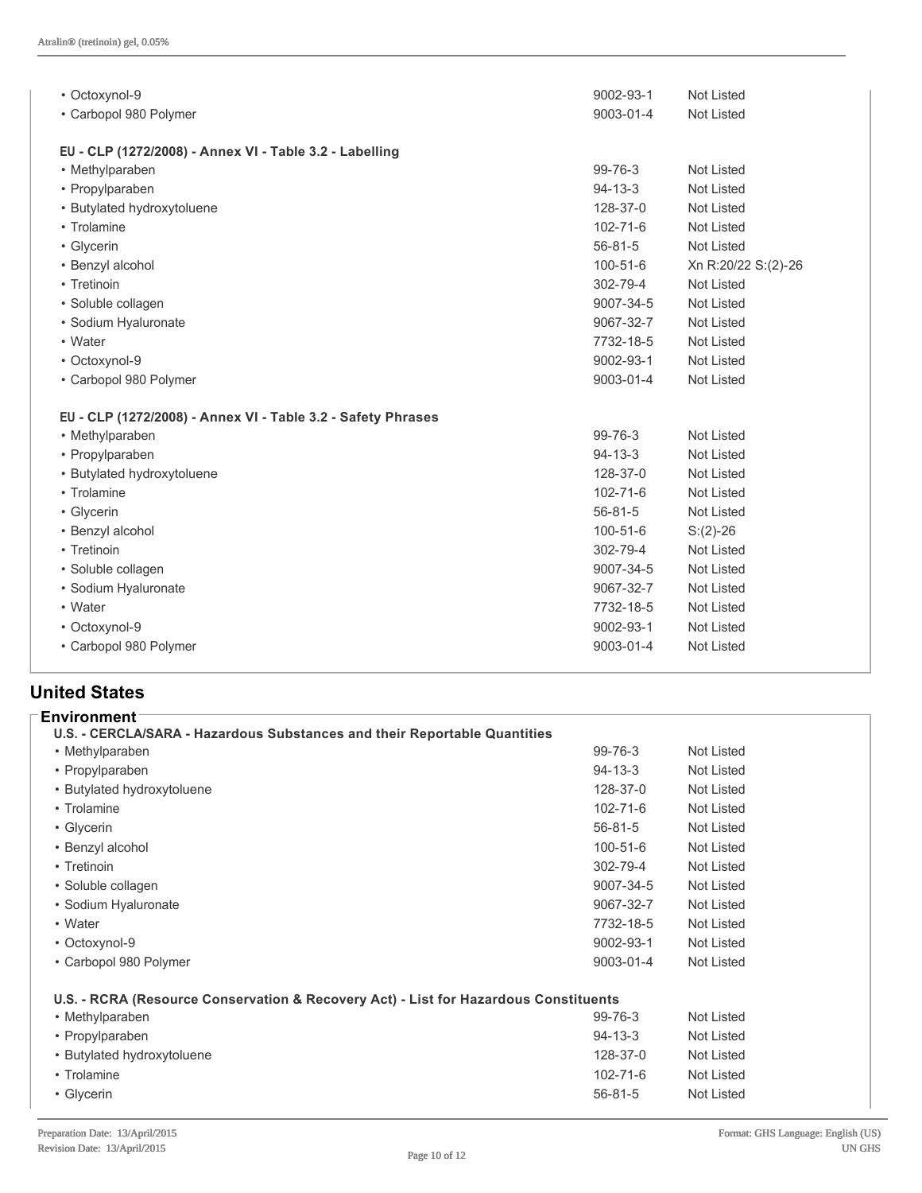| | | |
|---|---|---|
| • Octoxynol-9 | 9002-93-1 | Not Listed |
| • Carbopol 980 Polymer | 9003-01-4 | Not Listed |

**EU - CLP (1272/2008) - Annex VI - Table 3.2 - Labelling**

| | | |
|---|---|---|
| • Methylparaben | 99-76-3 | Not Listed |
| • Propylparaben | 94-13-3 | Not Listed |
| • Butylated hydroxytoluene | 128-37-0 | Not Listed |
| • Trolamine | 102-71-6 | Not Listed |
| • Glycerin | 56-81-5 | Not Listed |
| • Benzyl alcohol | 100-51-6 | Xn R:20/22 S:(2)-26 |
| • Tretinoin | 302-79-4 | Not Listed |
| • Soluble collagen | 9007-34-5 | Not Listed |
| • Sodium Hyaluronate | 9067-32-7 | Not Listed |
| • Water | 7732-18-5 | Not Listed |
| • Octoxynol-9 | 9002-93-1 | Not Listed |
| • Carbopol 980 Polymer | 9003-01-4 | Not Listed |

**EU - CLP (1272/2008) - Annex VI - Table 3.2 - Safety Phrases**

| | | |
|---|---|---|
| • Methylparaben | 99-76-3 | Not Listed |
| • Propylparaben | 94-13-3 | Not Listed |
| • Butylated hydroxytoluene | 128-37-0 | Not Listed |
| • Trolamine | 102-71-6 | Not Listed |
| • Glycerin | 56-81-5 | Not Listed |
| • Benzyl alcohol | 100-51-6 | S:(2)-26 |
| • Tretinoin | 302-79-4 | Not Listed |
| • Soluble collagen | 9007-34-5 | Not Listed |
| • Sodium Hyaluronate | 9067-32-7 | Not Listed |
| • Water | 7732-18-5 | Not Listed |
| • Octoxynol-9 | 9002-93-1 | Not Listed |
| • Carbopol 980 Polymer | 9003-01-4 | Not Listed |

## United States

### Environment

**U.S. - CERCLA/SARA - Hazardous Substances and their Reportable Quantities**

| | | |
|---|---|---|
| • Methylparaben | 99-76-3 | Not Listed |
| • Propylparaben | 94-13-3 | Not Listed |
| • Butylated hydroxytoluene | 128-37-0 | Not Listed |
| • Trolamine | 102-71-6 | Not Listed |
| • Glycerin | 56-81-5 | Not Listed |
| • Benzyl alcohol | 100-51-6 | Not Listed |
| • Tretinoin | 302-79-4 | Not Listed |
| • Soluble collagen | 9007-34-5 | Not Listed |
| • Sodium Hyaluronate | 9067-32-7 | Not Listed |
| • Water | 7732-18-5 | Not Listed |
| • Octoxynol-9 | 9002-93-1 | Not Listed |
| • Carbopol 980 Polymer | 9003-01-4 | Not Listed |

**U.S. - RCRA (Resource Conservation & Recovery Act) - List for Hazardous Constituents**

| | | |
|---|---|---|
| • Methylparaben | 99-76-3 | Not Listed |
| • Propylparaben | 94-13-3 | Not Listed |
| • Butylated hydroxytoluene | 128-37-0 | Not Listed |
| • Trolamine | 102-71-6 | Not Listed |
| • Glycerin | 56-81-5 | Not Listed |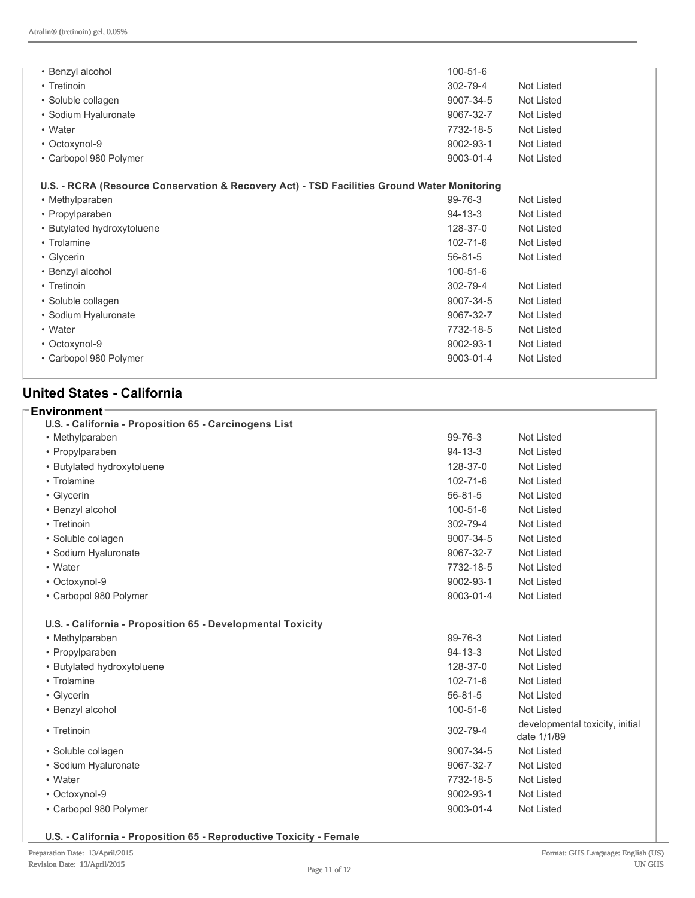| | | |
|---|---|---|
| • Benzyl alcohol | 100-51-6 | |
| • Tretinoin | 302-79-4 | Not Listed |
| • Soluble collagen | 9007-34-5 | Not Listed |
| • Sodium Hyaluronate | 9067-32-7 | Not Listed |
| • Water | 7732-18-5 | Not Listed |
| • Octoxynol-9 | 9002-93-1 | Not Listed |
| • Carbopol 980 Polymer | 9003-01-4 | Not Listed |

**U.S. - RCRA (Resource Conservation & Recovery Act) - TSD Facilities Ground Water Monitoring**

| | | |
|---|---|---|
| • Methylparaben | 99-76-3 | Not Listed |
| • Propylparaben | 94-13-3 | Not Listed |
| • Butylated hydroxytoluene | 128-37-0 | Not Listed |
| • Trolamine | 102-71-6 | Not Listed |
| • Glycerin | 56-81-5 | Not Listed |
| • Benzyl alcohol | 100-51-6 | |
| • Tretinoin | 302-79-4 | Not Listed |
| • Soluble collagen | 9007-34-5 | Not Listed |
| • Sodium Hyaluronate | 9067-32-7 | Not Listed |
| • Water | 7732-18-5 | Not Listed |
| • Octoxynol-9 | 9002-93-1 | Not Listed |
| • Carbopol 980 Polymer | 9003-01-4 | Not Listed |

## United States - California

### Environment

**U.S. - California - Proposition 65 - Carcinogens List**

| | | |
|---|---|---|
| • Methylparaben | 99-76-3 | Not Listed |
| • Propylparaben | 94-13-3 | Not Listed |
| • Butylated hydroxytoluene | 128-37-0 | Not Listed |
| • Trolamine | 102-71-6 | Not Listed |
| • Glycerin | 56-81-5 | Not Listed |
| • Benzyl alcohol | 100-51-6 | Not Listed |
| • Tretinoin | 302-79-4 | Not Listed |
| • Soluble collagen | 9007-34-5 | Not Listed |
| • Sodium Hyaluronate | 9067-32-7 | Not Listed |
| • Water | 7732-18-5 | Not Listed |
| • Octoxynol-9 | 9002-93-1 | Not Listed |
| • Carbopol 980 Polymer | 9003-01-4 | Not Listed |

**U.S. - California - Proposition 65 - Developmental Toxicity**

| | | |
|---|---|---|
| • Methylparaben | 99-76-3 | Not Listed |
| • Propylparaben | 94-13-3 | Not Listed |
| • Butylated hydroxytoluene | 128-37-0 | Not Listed |
| • Trolamine | 102-71-6 | Not Listed |
| • Glycerin | 56-81-5 | Not Listed |
| • Benzyl alcohol | 100-51-6 | Not Listed |
| • Tretinoin | 302-79-4 | developmental toxicity, initial date 1/1/89 |
| • Soluble collagen | 9007-34-5 | Not Listed |
| • Sodium Hyaluronate | 9067-32-7 | Not Listed |
| • Water | 7732-18-5 | Not Listed |
| • Octoxynol-9 | 9002-93-1 | Not Listed |
| • Carbopol 980 Polymer | 9003-01-4 | Not Listed |

**U.S. - California - Proposition 65 - Reproductive Toxicity - Female**

Preparation Date: 13/April/2015
Revision Date: 13/April/2015

Format: GHS Language: English (US)
UN GHS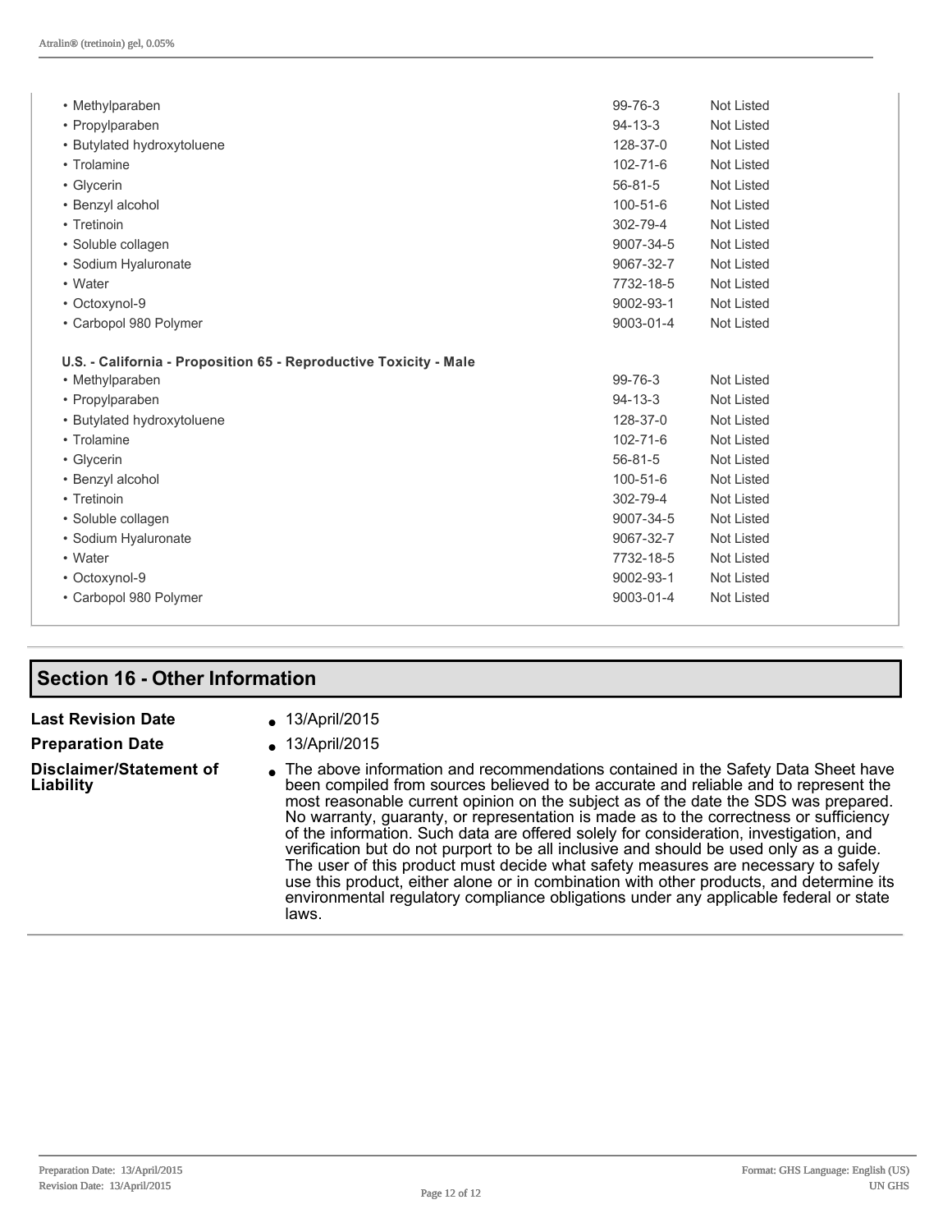| | | |
|---|---|---|
| • Methylparaben | 99-76-3 | Not Listed |
| • Propylparaben | 94-13-3 | Not Listed |
| • Butylated hydroxytoluene | 128-37-0 | Not Listed |
| • Trolamine | 102-71-6 | Not Listed |
| • Glycerin | 56-81-5 | Not Listed |
| • Benzyl alcohol | 100-51-6 | Not Listed |
| • Tretinoin | 302-79-4 | Not Listed |
| • Soluble collagen | 9007-34-5 | Not Listed |
| • Sodium Hyaluronate | 9067-32-7 | Not Listed |
| • Water | 7732-18-5 | Not Listed |
| • Octoxynol-9 | 9002-93-1 | Not Listed |
| • Carbopol 980 Polymer | 9003-01-4 | Not Listed |

**U.S. - California - Proposition 65 - Reproductive Toxicity - Male**

| | | |
|---|---|---|
| • Methylparaben | 99-76-3 | Not Listed |
| • Propylparaben | 94-13-3 | Not Listed |
| • Butylated hydroxytoluene | 128-37-0 | Not Listed |
| • Trolamine | 102-71-6 | Not Listed |
| • Glycerin | 56-81-5 | Not Listed |
| • Benzyl alcohol | 100-51-6 | Not Listed |
| • Tretinoin | 302-79-4 | Not Listed |
| • Soluble collagen | 9007-34-5 | Not Listed |
| • Sodium Hyaluronate | 9067-32-7 | Not Listed |
| • Water | 7732-18-5 | Not Listed |
| • Octoxynol-9 | 9002-93-1 | Not Listed |
| • Carbopol 980 Polymer | 9003-01-4 | Not Listed |

## Section 16 - Other Information

**Last Revision Date**
- 13/April/2015

**Preparation Date**
- 13/April/2015

**Disclaimer/Statement of Liability**
- The above information and recommendations contained in the Safety Data Sheet have been compiled from sources believed to be accurate and reliable and to represent the most reasonable current opinion on the subject as of the date the SDS was prepared. No warranty, guaranty, or representation is made as to the correctness or sufficiency of the information. Such data are offered solely for consideration, investigation, and verification but do not purport to be all inclusive and should be used only as a guide. The user of this product must decide what safety measures are necessary to safely use this product, either alone or in combination with other products, and determine its environmental regulatory compliance obligations under any applicable federal or state laws.